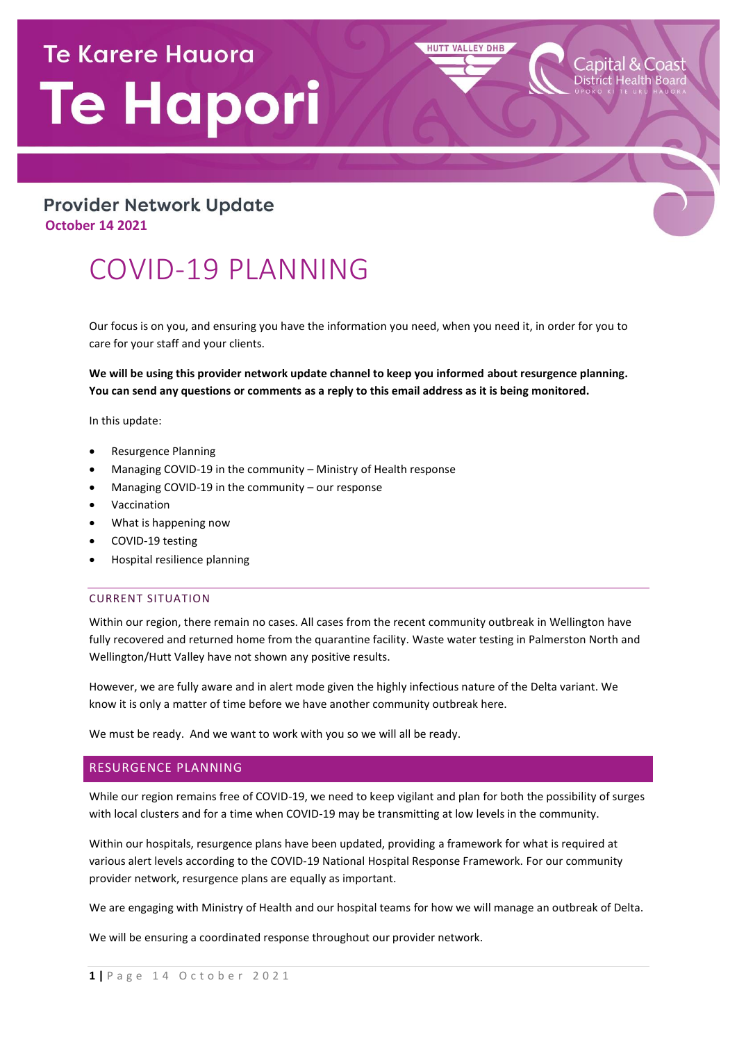# Te Karere Hauora Te Hapori

HUTT VALLEY DHB

Capital & Coast District Health Board
UPOKO KI TE URU HAUORA

## Provider Network Update

**October 14 2021**

# COVID-19 PLANNING

Our focus is on you, and ensuring you have the information you need, when you need it, in order for you to care for your staff and your clients.

**We will be using this provider network update channel to keep you informed about resurgence planning. You can send any questions or comments as a reply to this email address as it is being monitored.**

In this update:

- Resurgence Planning
- Managing COVID-19 in the community – Ministry of Health response
- Managing COVID-19 in the community – our response
- Vaccination
- What is happening now
- COVID-19 testing
- Hospital resilience planning

## CURRENT SITUATION

Within our region, there remain no cases. All cases from the recent community outbreak in Wellington have fully recovered and returned home from the quarantine facility. Waste water testing in Palmerston North and Wellington/Hutt Valley have not shown any positive results.

However, we are fully aware and in alert mode given the highly infectious nature of the Delta variant. We know it is only a matter of time before we have another community outbreak here.

We must be ready. And we want to work with you so we will all be ready.

## RESURGENCE PLANNING

While our region remains free of COVID-19, we need to keep vigilant and plan for both the possibility of surges with local clusters and for a time when COVID-19 may be transmitting at low levels in the community.

Within our hospitals, resurgence plans have been updated, providing a framework for what is required at various alert levels according to the COVID-19 National Hospital Response Framework. For our community provider network, resurgence plans are equally as important.

We are engaging with Ministry of Health and our hospital teams for how we will manage an outbreak of Delta.

We will be ensuring a coordinated response throughout our provider network.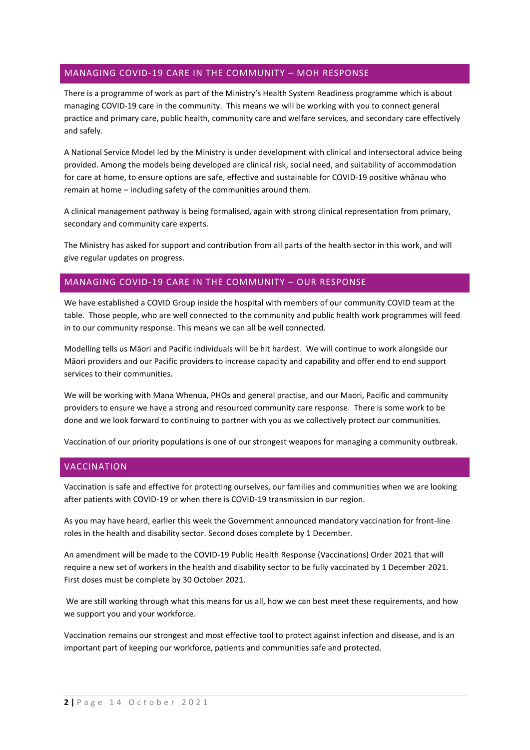## MANAGING COVID-19 CARE IN THE COMMUNITY – MOH RESPONSE

There is a programme of work as part of the Ministry's Health System Readiness programme which is about managing COVID-19 care in the community. This means we will be working with you to connect general practice and primary care, public health, community care and welfare services, and secondary care effectively and safely.

A National Service Model led by the Ministry is under development with clinical and intersectoral advice being provided. Among the models being developed are clinical risk, social need, and suitability of accommodation for care at home, to ensure options are safe, effective and sustainable for COVID-19 positive whānau who remain at home – including safety of the communities around them.

A clinical management pathway is being formalised, again with strong clinical representation from primary, secondary and community care experts.

The Ministry has asked for support and contribution from all parts of the health sector in this work, and will give regular updates on progress.

## MANAGING COVID-19 CARE IN THE COMMUNITY – OUR RESPONSE

We have established a COVID Group inside the hospital with members of our community COVID team at the table. Those people, who are well connected to the community and public health work programmes will feed in to our community response. This means we can all be well connected.

Modelling tells us Māori and Pacific individuals will be hit hardest. We will continue to work alongside our Māori providers and our Pacific providers to increase capacity and capability and offer end to end support services to their communities.

We will be working with Mana Whenua, PHOs and general practise, and our Maori, Pacific and community providers to ensure we have a strong and resourced community care response. There is some work to be done and we look forward to continuing to partner with you as we collectively protect our communities.

Vaccination of our priority populations is one of our strongest weapons for managing a community outbreak.

## VACCINATION

Vaccination is safe and effective for protecting ourselves, our families and communities when we are looking after patients with COVID-19 or when there is COVID-19 transmission in our region.

As you may have heard, earlier this week the Government announced mandatory vaccination for front-line roles in the health and disability sector. Second doses complete by 1 December.

An amendment will be made to the COVID-19 Public Health Response (Vaccinations) Order 2021 that will require a new set of workers in the health and disability sector to be fully vaccinated by 1 December 2021. First doses must be complete by 30 October 2021.

We are still working through what this means for us all, how we can best meet these requirements, and how we support you and your workforce.

Vaccination remains our strongest and most effective tool to protect against infection and disease, and is an important part of keeping our workforce, patients and communities safe and protected.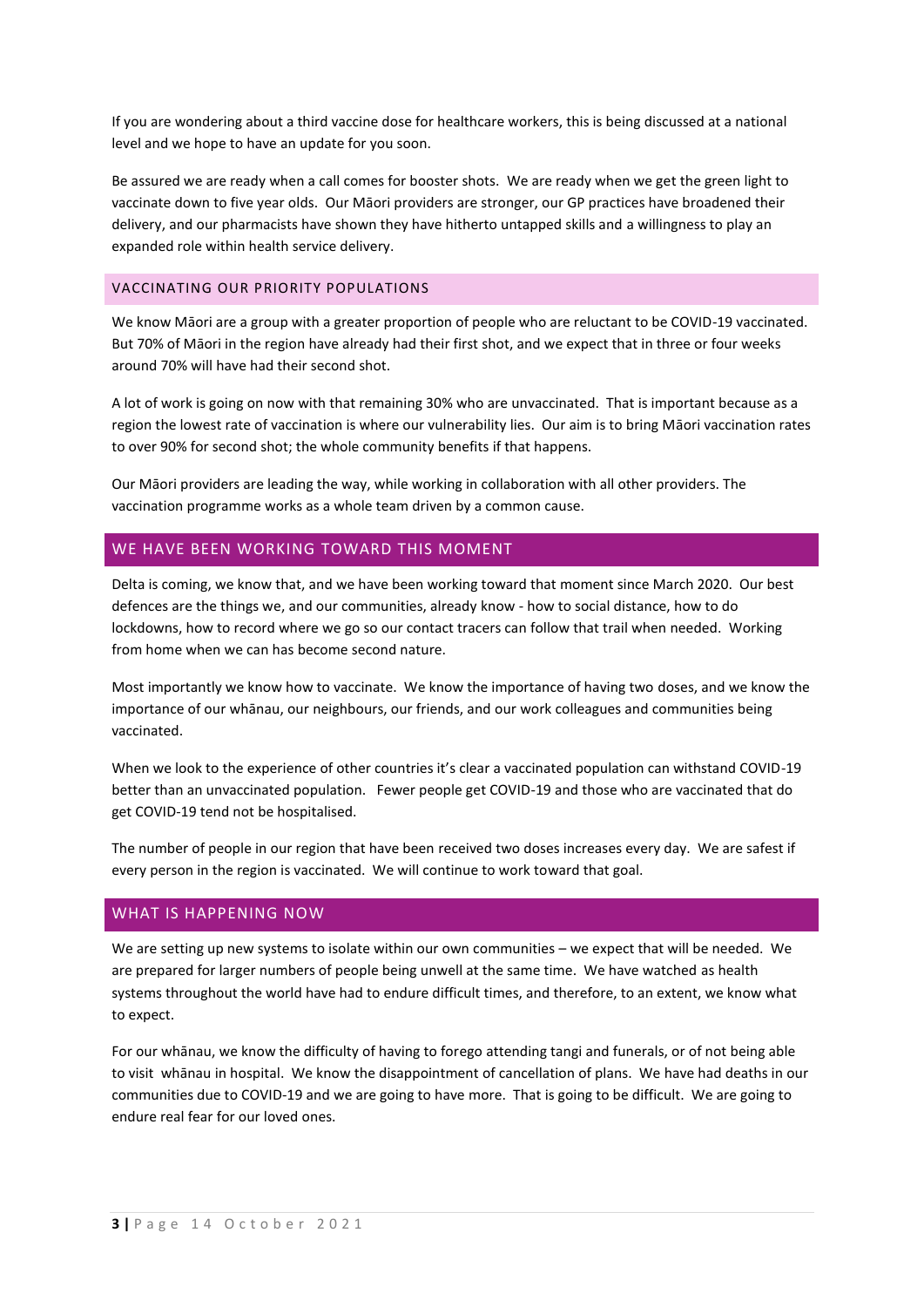If you are wondering about a third vaccine dose for healthcare workers, this is being discussed at a national level and we hope to have an update for you soon.

Be assured we are ready when a call comes for booster shots. We are ready when we get the green light to vaccinate down to five year olds. Our Māori providers are stronger, our GP practices have broadened their delivery, and our pharmacists have shown they have hitherto untapped skills and a willingness to play an expanded role within health service delivery.

### VACCINATING OUR PRIORITY POPULATIONS

We know Māori are a group with a greater proportion of people who are reluctant to be COVID-19 vaccinated. But 70% of Māori in the region have already had their first shot, and we expect that in three or four weeks around 70% will have had their second shot.

A lot of work is going on now with that remaining 30% who are unvaccinated. That is important because as a region the lowest rate of vaccination is where our vulnerability lies. Our aim is to bring Māori vaccination rates to over 90% for second shot; the whole community benefits if that happens.

Our Māori providers are leading the way, while working in collaboration with all other providers. The vaccination programme works as a whole team driven by a common cause.

## WE HAVE BEEN WORKING TOWARD THIS MOMENT

Delta is coming, we know that, and we have been working toward that moment since March 2020. Our best defences are the things we, and our communities, already know - how to social distance, how to do lockdowns, how to record where we go so our contact tracers can follow that trail when needed. Working from home when we can has become second nature.

Most importantly we know how to vaccinate. We know the importance of having two doses, and we know the importance of our whānau, our neighbours, our friends, and our work colleagues and communities being vaccinated.

When we look to the experience of other countries it's clear a vaccinated population can withstand COVID-19 better than an unvaccinated population. Fewer people get COVID-19 and those who are vaccinated that do get COVID-19 tend not be hospitalised.

The number of people in our region that have been received two doses increases every day. We are safest if every person in the region is vaccinated. We will continue to work toward that goal.

## WHAT IS HAPPENING NOW

We are setting up new systems to isolate within our own communities – we expect that will be needed. We are prepared for larger numbers of people being unwell at the same time. We have watched as health systems throughout the world have had to endure difficult times, and therefore, to an extent, we know what to expect.

For our whānau, we know the difficulty of having to forego attending tangi and funerals, or of not being able to visit whānau in hospital. We know the disappointment of cancellation of plans. We have had deaths in our communities due to COVID-19 and we are going to have more. That is going to be difficult. We are going to endure real fear for our loved ones.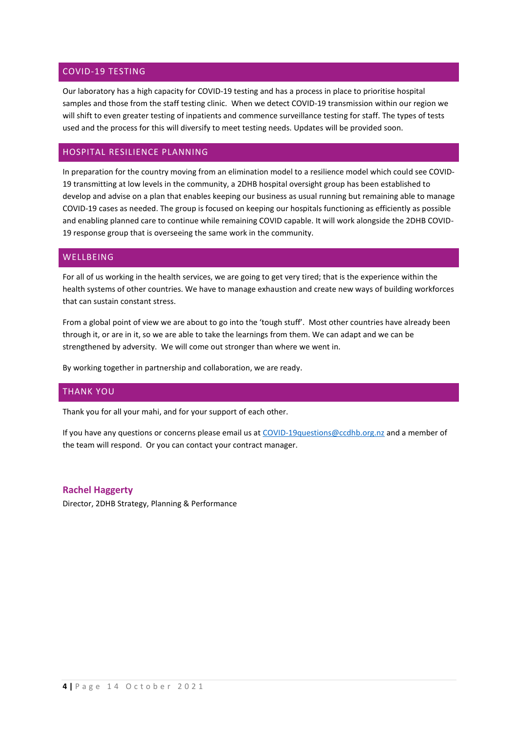## COVID-19 TESTING

Our laboratory has a high capacity for COVID-19 testing and has a process in place to prioritise hospital samples and those from the staff testing clinic. When we detect COVID-19 transmission within our region we will shift to even greater testing of inpatients and commence surveillance testing for staff. The types of tests used and the process for this will diversify to meet testing needs. Updates will be provided soon.

## HOSPITAL RESILIENCE PLANNING

In preparation for the country moving from an elimination model to a resilience model which could see COVID-19 transmitting at low levels in the community, a 2DHB hospital oversight group has been established to develop and advise on a plan that enables keeping our business as usual running but remaining able to manage COVID-19 cases as needed. The group is focused on keeping our hospitals functioning as efficiently as possible and enabling planned care to continue while remaining COVID capable. It will work alongside the 2DHB COVID-19 response group that is overseeing the same work in the community.

## WELLBEING

For all of us working in the health services, we are going to get very tired; that is the experience within the health systems of other countries. We have to manage exhaustion and create new ways of building workforces that can sustain constant stress.

From a global point of view we are about to go into the 'tough stuff'. Most other countries have already been through it, or are in it, so we are able to take the learnings from them. We can adapt and we can be strengthened by adversity. We will come out stronger than where we went in.

By working together in partnership and collaboration, we are ready.

## THANK YOU

Thank you for all your mahi, and for your support of each other.

If you have any questions or concerns please email us at COVID-19questions@ccdhb.org.nz and a member of the team will respond. Or you can contact your contract manager.

**Rachel Haggerty**
Director, 2DHB Strategy, Planning & Performance